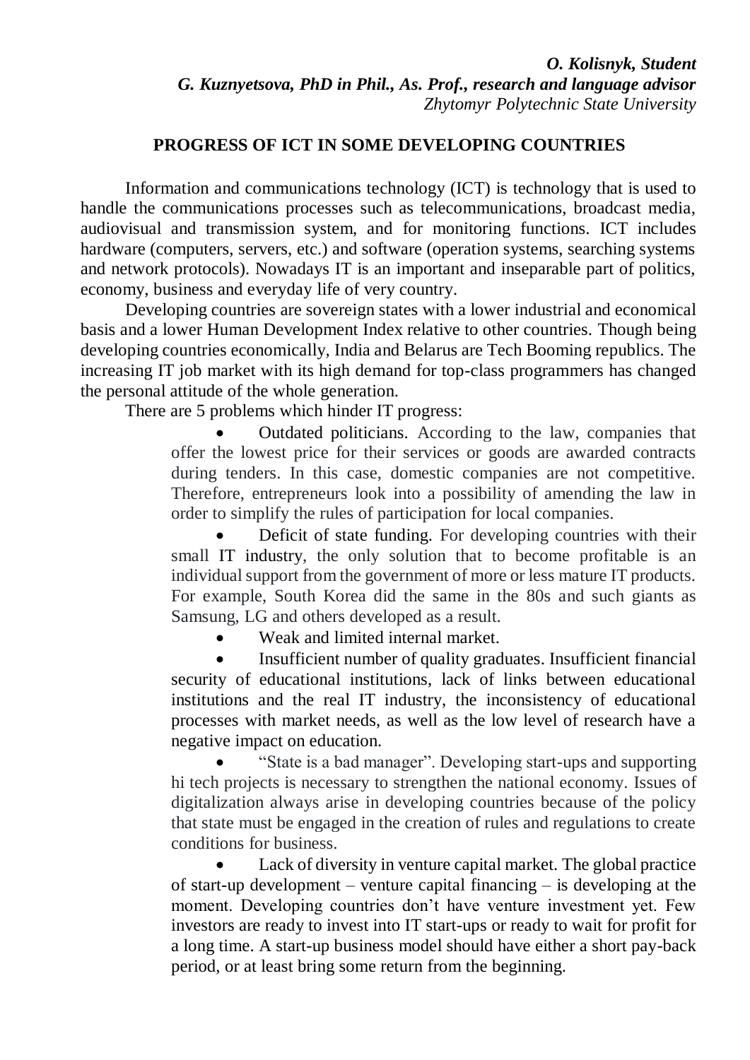***O. Kolisnyk, Student***
***G. Kuznyetsova, PhD in Phil., As. Prof., research and language advisor***
*Zhytomyr Polytechnic State University*

# PROGRESS OF ICT IN SOME DEVELOPING COUNTRIES

Information and communications technology (ICT) is technology that is used to handle the communications processes such as telecommunications, broadcast media, audiovisual and transmission system, and for monitoring functions. ICT includes hardware (computers, servers, etc.) and software (operation systems, searching systems and network protocols). Nowadays IT is an important and inseparable part of politics, economy, business and everyday life of very country.

Developing countries are sovereign states with a lower industrial and economical basis and a lower Human Development Index relative to other countries. Though being developing countries economically, India and Belarus are Tech Booming republics. The increasing IT job market with its high demand for top-class programmers has changed the personal attitude of the whole generation.

There are 5 problems which hinder IT progress:

- Outdated politicians. According to the law, companies that offer the lowest price for their services or goods are awarded contracts during tenders. In this case, domestic companies are not competitive. Therefore, entrepreneurs look into a possibility of amending the law in order to simplify the rules of participation for local companies.
- Deficit of state funding. For developing countries with their small IT industry, the only solution that to become profitable is an individual support from the government of more or less mature IT products. For example, South Korea did the same in the 80s and such giants as Samsung, LG and others developed as a result.
- Weak and limited internal market.
- Insufficient number of quality graduates. Insufficient financial security of educational institutions, lack of links between educational institutions and the real IT industry, the inconsistency of educational processes with market needs, as well as the low level of research have a negative impact on education.
- "State is a bad manager". Developing start-ups and supporting hi tech projects is necessary to strengthen the national economy. Issues of digitalization always arise in developing countries because of the policy that state must be engaged in the creation of rules and regulations to create conditions for business.
- Lack of diversity in venture capital market. The global practice of start-up development – venture capital financing – is developing at the moment. Developing countries don't have venture investment yet. Few investors are ready to invest into IT start-ups or ready to wait for profit for a long time. A start-up business model should have either a short pay-back period, or at least bring some return from the beginning.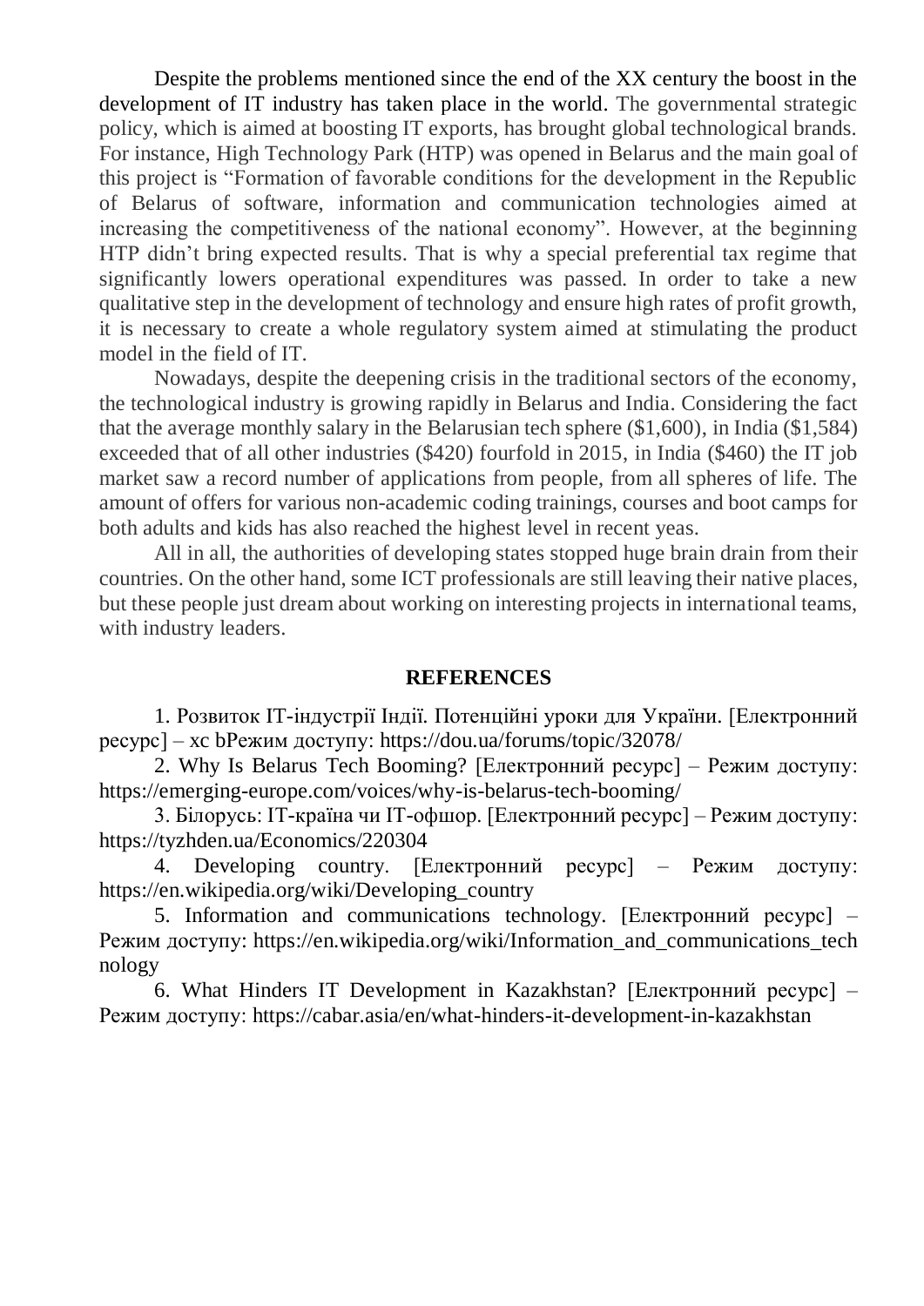Despite the problems mentioned since the end of the XX century the boost in the development of IT industry has taken place in the world. The governmental strategic policy, which is aimed at boosting IT exports, has brought global technological brands. For instance, High Technology Park (HTP) was opened in Belarus and the main goal of this project is “Formation of favorable conditions for the development in the Republic of Belarus of software, information and communication technologies aimed at increasing the competitiveness of the national economy”. However, at the beginning HTP didn’t bring expected results. That is why a special preferential tax regime that significantly lowers operational expenditures was passed. In order to take a new qualitative step in the development of technology and ensure high rates of profit growth, it is necessary to create a whole regulatory system aimed at stimulating the product model in the field of IT.

Nowadays, despite the deepening crisis in the traditional sectors of the economy, the technological industry is growing rapidly in Belarus and India. Considering the fact that the average monthly salary in the Belarusian tech sphere ($1,600), in India ($1,584) exceeded that of all other industries ($420) fourfold in 2015, in India ($460) the IT job market saw a record number of applications from people, from all spheres of life. The amount of offers for various non-academic coding trainings, courses and boot camps for both adults and kids has also reached the highest level in recent yeas.

All in all, the authorities of developing states stopped huge brain drain from their countries. On the other hand, some ICT professionals are still leaving their native places, but these people just dream about working on interesting projects in international teams, with industry leaders.

## REFERENCES

1. Розвиток IT-індустрії Індії. Потенційні уроки для України. [Електронний ресурс] – xc bРежим доступу: https://dou.ua/forums/topic/32078/

2. Why Is Belarus Tech Booming? [Електронний ресурс] – Режим доступу: https://emerging-europe.com/voices/why-is-belarus-tech-booming/

3. Білорусь: IT-країна чи IT-офшор. [Електронний ресурс] – Режим доступу: https://tyzhden.ua/Economics/220304

4. Developing country. [Електронний ресурс] – Режим доступу: https://en.wikipedia.org/wiki/Developing_country

5. Information and communications technology. [Електронний ресурс] – Режим доступу: https://en.wikipedia.org/wiki/Information_and_communications_technology

6. What Hinders IT Development in Kazakhstan? [Електронний ресурс] – Режим доступу: https://cabar.asia/en/what-hinders-it-development-in-kazakhstan